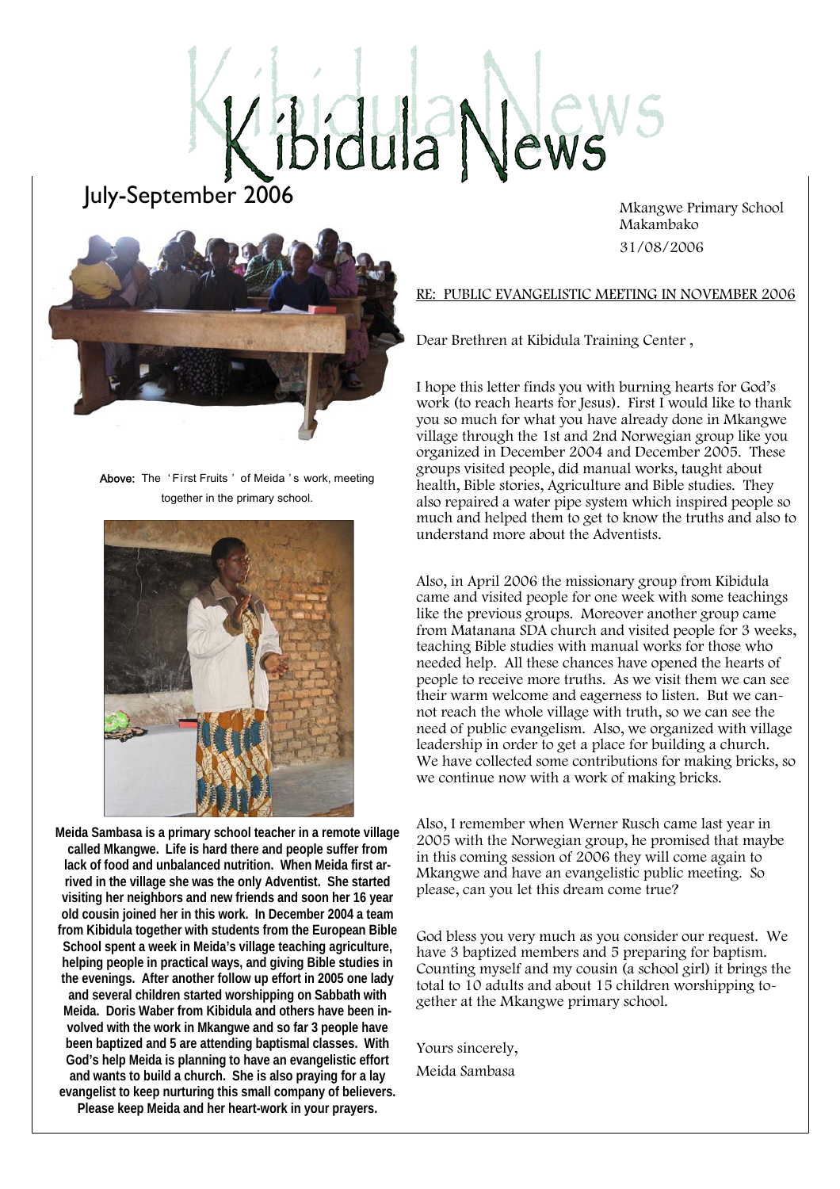# Kibidula News

July-September 2006

**Above:** The 'First Fruits' of Meida's work, meeting together in the primary school.

**Meida Sambasa is a primary school teacher in a remote village called Mkangwe. Life is hard there and people suffer from lack of food and unbalanced nutrition. When Meida first arrived in the village she was the only Adventist. She started visiting her neighbors and new friends and soon her 16 year old cousin joined her in this work. In December 2004 a team from Kibidula together with students from the European Bible School spent a week in Meida's village teaching agriculture, helping people in practical ways, and giving Bible studies in the evenings. After another follow up effort in 2005 one lady and several children started worshipping on Sabbath with Meida. Doris Waber from Kibidula and others have been involved with the work in Mkangwe and so far 3 people have been baptized and 5 are attending baptismal classes. With God's help Meida is planning to have an evangelistic effort and wants to build a church. She is also praying for a lay evangelist to keep nurturing this small company of believers. Please keep Meida and her heart-work in your prayers.**

Mkangwe Primary School
Makambako
31/08/2006

RE: PUBLIC EVANGELISTIC MEETING IN NOVEMBER 2006

Dear Brethren at Kibidula Training Center ,

I hope this letter finds you with burning hearts for God's work (to reach hearts for Jesus). First I would like to thank you so much for what you have already done in Mkangwe village through the 1st and 2nd Norwegian group like you organized in December 2004 and December 2005. These groups visited people, did manual works, taught about health, Bible stories, Agriculture and Bible studies. They also repaired a water pipe system which inspired people so much and helped them to get to know the truths and also to understand more about the Adventists.

Also, in April 2006 the missionary group from Kibidula came and visited people for one week with some teachings like the previous groups. Moreover another group came from Matanana SDA church and visited people for 3 weeks, teaching Bible studies with manual works for those who needed help. All these chances have opened the hearts of people to receive more truths. As we visit them we can see their warm welcome and eagerness to listen. But we cannot reach the whole village with truth, so we can see the need of public evangelism. Also, we organized with village leadership in order to get a place for building a church. We have collected some contributions for making bricks, so we continue now with a work of making bricks.

Also, I remember when Werner Rusch came last year in 2005 with the Norwegian group, he promised that maybe in this coming session of 2006 they will come again to Mkangwe and have an evangelistic public meeting. So please, can you let this dream come true?

God bless you very much as you consider our request. We have 3 baptized members and 5 preparing for baptism. Counting myself and my cousin (a school girl) it brings the total to 10 adults and about 15 children worshipping together at the Mkangwe primary school.

Yours sincerely,

Meida Sambasa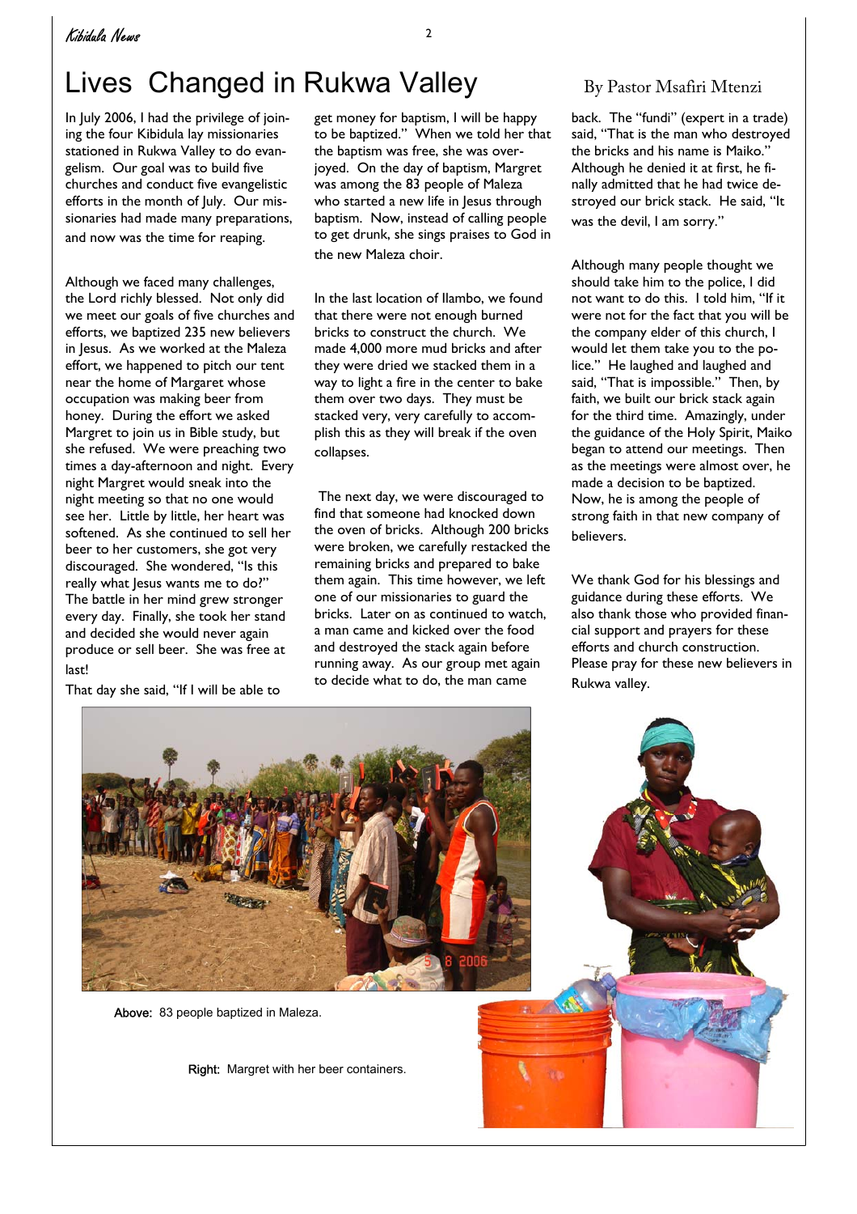# Lives Changed in Rukwa Valley

By Pastor Msafiri Mtenzi

In July 2006, I had the privilege of joining the four Kibidula lay missionaries stationed in Rukwa Valley to do evangelism. Our goal was to build five churches and conduct five evangelistic efforts in the month of July. Our missionaries had made many preparations, and now was the time for reaping.

Although we faced many challenges, the Lord richly blessed. Not only did we meet our goals of five churches and efforts, we baptized 235 new believers in Jesus. As we worked at the Maleza effort, we happened to pitch our tent near the home of Margaret whose occupation was making beer from honey. During the effort we asked Margret to join us in Bible study, but she refused. We were preaching two times a day-afternoon and night. Every night Margret would sneak into the night meeting so that no one would see her. Little by little, her heart was softened. As she continued to sell her beer to her customers, she got very discouraged. She wondered, "Is this really what Jesus wants me to do?" The battle in her mind grew stronger every day. Finally, she took her stand and decided she would never again produce or sell beer. She was free at last!

That day she said, "If I will be able to get money for baptism, I will be happy to be baptized." When we told her that the baptism was free, she was overjoyed. On the day of baptism, Margret was among the 83 people of Maleza who started a new life in Jesus through baptism. Now, instead of calling people to get drunk, she sings praises to God in the new Maleza choir.

In the last location of Ilambo, we found that there were not enough burned bricks to construct the church. We made 4,000 more mud bricks and after they were dried we stacked them in a way to light a fire in the center to bake them over two days. They must be stacked very, very carefully to accomplish this as they will break if the oven collapses.

The next day, we were discouraged to find that someone had knocked down the oven of bricks. Although 200 bricks were broken, we carefully restacked the remaining bricks and prepared to bake them again. This time however, we left one of our missionaries to guard the bricks. Later on as continued to watch, a man came and kicked over the food and destroyed the stack again before running away. As our group met again to decide what to do, the man came back. The "fundi" (expert in a trade) said, "That is the man who destroyed the bricks and his name is Maiko." Although he denied it at first, he finally admitted that he had twice destroyed our brick stack. He said, "It was the devil, I am sorry."

Although many people thought we should take him to the police, I did not want to do this. I told him, "If it were not for the fact that you will be the company elder of this church, I would let them take you to the police." He laughed and laughed and said, "That is impossible." Then, by faith, we built our brick stack again for the third time. Amazingly, under the guidance of the Holy Spirit, Maiko began to attend our meetings. Then as the meetings were almost over, he made a decision to be baptized. Now, he is among the people of strong faith in that new company of believers.

We thank God for his blessings and guidance during these efforts. We also thank those who provided financial support and prayers for these efforts and church construction. Please pray for these new believers in Rukwa valley.

**Above:** 83 people baptized in Maleza.

**Right:** Margret with her beer containers.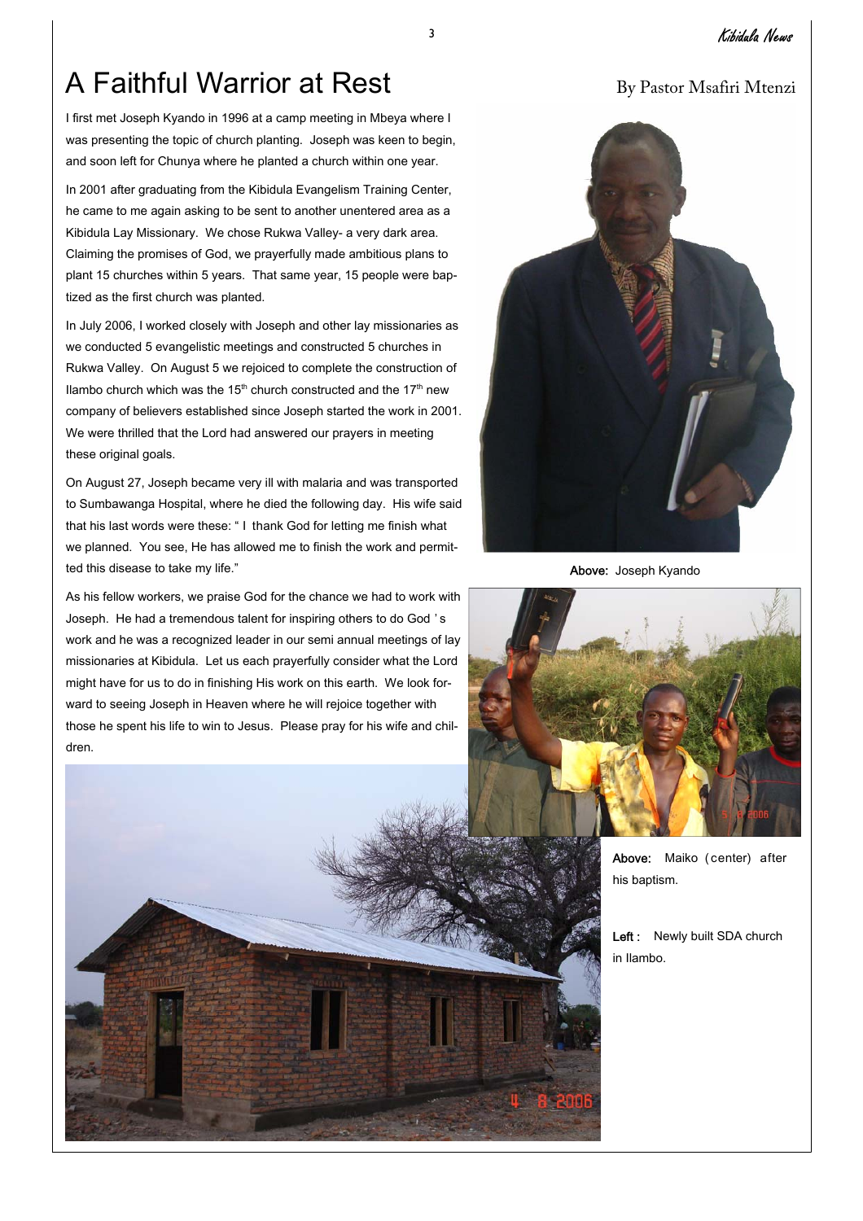# A Faithful Warrior at Rest

By Pastor Msafiri Mtenzi

I first met Joseph Kyando in 1996 at a camp meeting in Mbeya where I was presenting the topic of church planting. Joseph was keen to begin, and soon left for Chunya where he planted a church within one year.

In 2001 after graduating from the Kibidula Evangelism Training Center, he came to me again asking to be sent to another unentered area as a Kibidula Lay Missionary. We chose Rukwa Valley- a very dark area. Claiming the promises of God, we prayerfully made ambitious plans to plant 15 churches within 5 years. That same year, 15 people were baptized as the first church was planted.

In July 2006, I worked closely with Joseph and other lay missionaries as we conducted 5 evangelistic meetings and constructed 5 churches in Rukwa Valley. On August 5 we rejoiced to complete the construction of Ilambo church which was the 15th church constructed and the 17th new company of believers established since Joseph started the work in 2001. We were thrilled that the Lord had answered our prayers in meeting these original goals.

On August 27, Joseph became very ill with malaria and was transported to Sumbawanga Hospital, where he died the following day. His wife said that his last words were these: "I thank God for letting me finish what we planned. You see, He has allowed me to finish the work and permitted this disease to take my life."

As his fellow workers, we praise God for the chance we had to work with Joseph. He had a tremendous talent for inspiring others to do God's work and he was a recognized leader in our semi annual meetings of lay missionaries at Kibidula. Let us each prayerfully consider what the Lord might have for us to do in finishing His work on this earth. We look forward to seeing Joseph in Heaven where he will rejoice together with those he spent his life to win to Jesus. Please pray for his wife and children.

**Above:** Joseph Kyando

**Above:** Maiko (center) after his baptism.

**Left:** Newly built SDA church in Ilambo.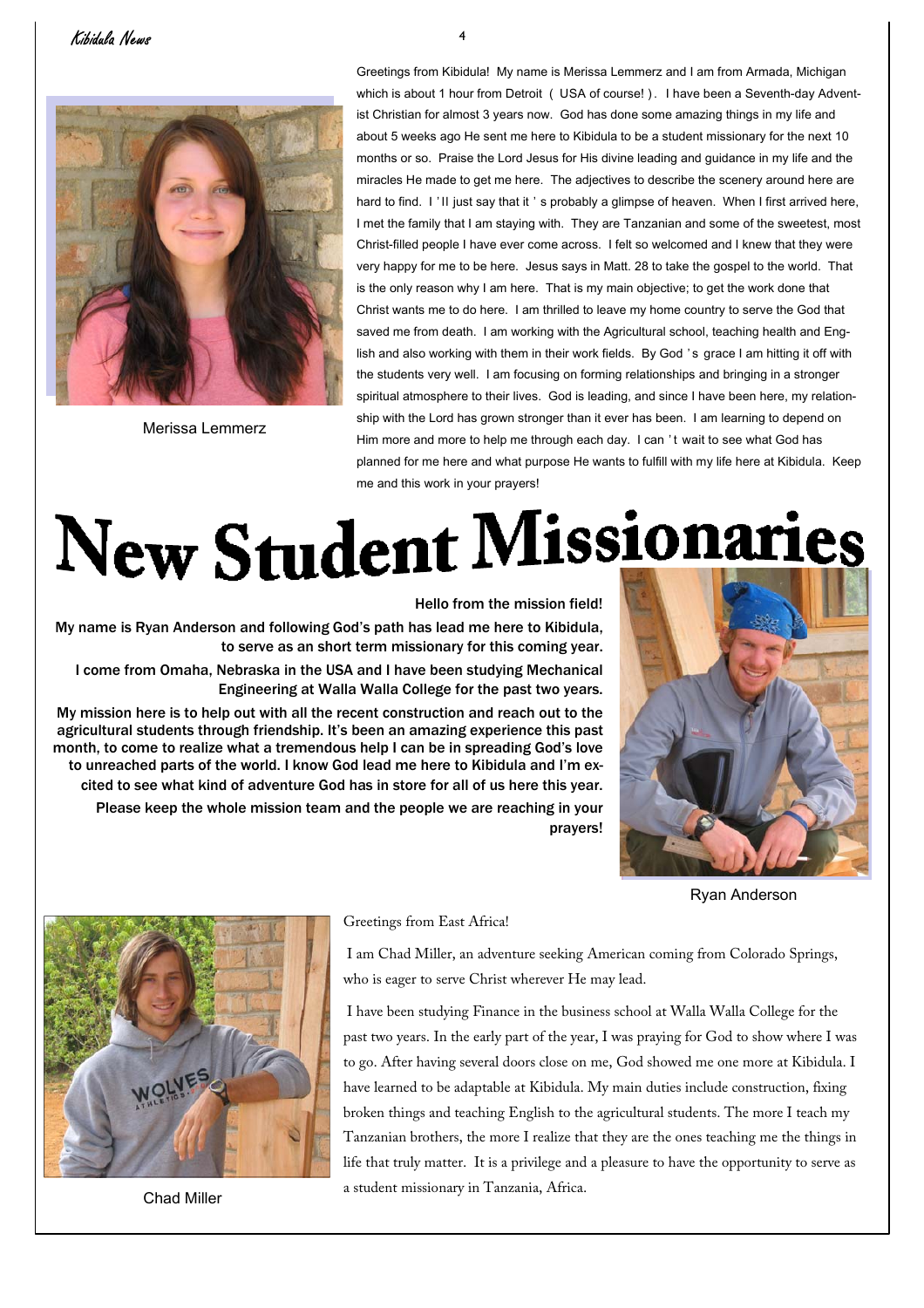Greetings from Kibidula! My name is Merissa Lemmerz and I am from Armada, Michigan which is about 1 hour from Detroit ( USA of course! ). I have been a Seventh-day Adventist Christian for almost 3 years now. God has done some amazing things in my life and about 5 weeks ago He sent me here to Kibidula to be a student missionary for the next 10 months or so. Praise the Lord Jesus for His divine leading and guidance in my life and the miracles He made to get me here. The adjectives to describe the scenery around here are hard to find. I'll just say that it's probably a glimpse of heaven. When I first arrived here, I met the family that I am staying with. They are Tanzanian and some of the sweetest, most Christ-filled people I have ever come across. I felt so welcomed and I knew that they were very happy for me to be here. Jesus says in Matt. 28 to take the gospel to the world. That is the only reason why I am here. That is my main objective; to get the work done that Christ wants me to do here. I am thrilled to leave my home country to serve the God that saved me from death. I am working with the Agricultural school, teaching health and English and also working with them in their work fields. By God's grace I am hitting it off with the students very well. I am focusing on forming relationships and bringing in a stronger spiritual atmosphere to their lives. God is leading, and since I have been here, my relationship with the Lord has grown stronger than it ever has been. I am learning to depend on Him more and more to help me through each day. I can't wait to see what God has planned for me here and what purpose He wants to fulfill with my life here at Kibidula. Keep me and this work in your prayers!

Merissa Lemmerz

# New Student Missionaries

**Hello from the mission field!**

**My name is Ryan Anderson and following God's path has lead me here to Kibidula, to serve as an short term missionary for this coming year.**

**I come from Omaha, Nebraska in the USA and I have been studying Mechanical Engineering at Walla Walla College for the past two years.**

**My mission here is to help out with all the recent construction and reach out to the agricultural students through friendship. It's been an amazing experience this past month, to come to realize what a tremendous help I can be in spreading God's love to unreached parts of the world. I know God lead me here to Kibidula and I'm excited to see what kind of adventure God has in store for all of us here this year.**

**Please keep the whole mission team and the people we are reaching in your prayers!**

Ryan Anderson

Greetings from East Africa!

I am Chad Miller, an adventure seeking American coming from Colorado Springs, who is eager to serve Christ wherever He may lead.

I have been studying Finance in the business school at Walla Walla College for the past two years. In the early part of the year, I was praying for God to show where I was to go. After having several doors close on me, God showed me one more at Kibidula. I have learned to be adaptable at Kibidula. My main duties include construction, fixing broken things and teaching English to the agricultural students. The more I teach my Tanzanian brothers, the more I realize that they are the ones teaching me the things in life that truly matter. It is a privilege and a pleasure to have the opportunity to serve as a student missionary in Tanzania, Africa.

Chad Miller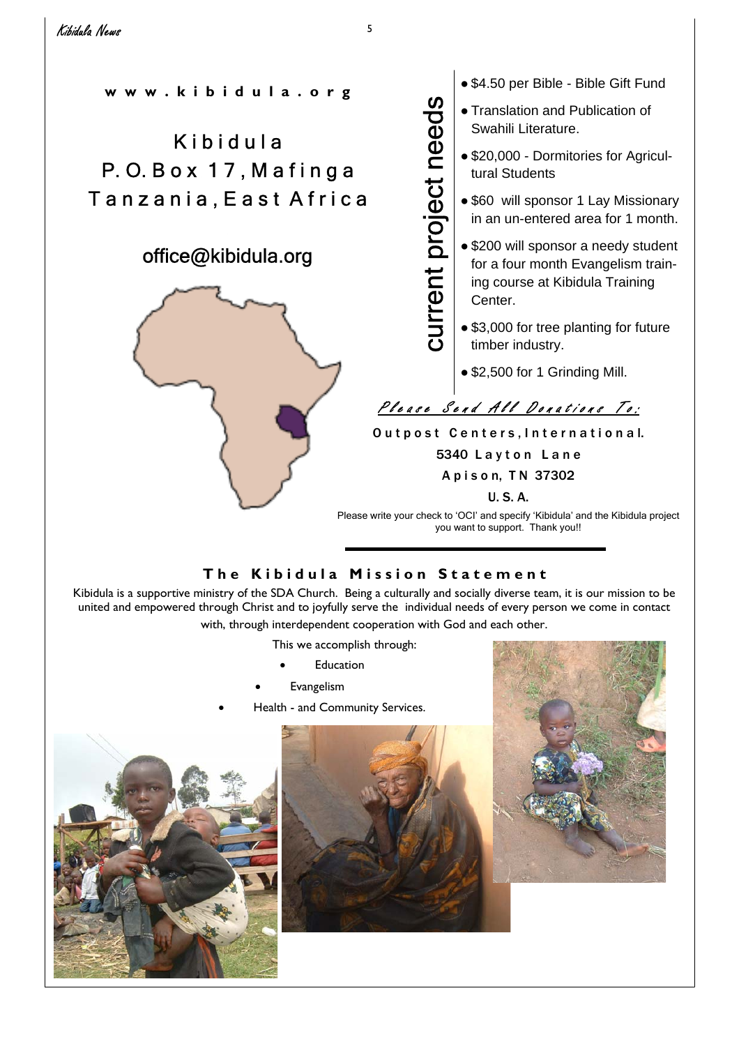**www.kibidula.org**

Kibidula
P. O. Box 17, Mafinga
Tanzania, East Africa

office@kibidula.org

## current project needs

- $4.50 per Bible - Bible Gift Fund
- Translation and Publication of Swahili Literature.
- $20,000 - Dormitories for Agricultural Students
- $60 will sponsor 1 Lay Missionary in an un-entered area for 1 month.
- $200 will sponsor a needy student for a four month Evangelism training course at Kibidula Training Center.
- $3,000 for tree planting for future timber industry.
- $2,500 for 1 Grinding Mill.

*Please Send All Donations To:*

**Outpost Centers, International.**
**5340 Layton Lane**
**Apison, TN 37302**
**U. S. A.**

Please write your check to 'OCI' and specify 'Kibidula' and the Kibidula project you want to support. Thank you!!

## The Kibidula Mission Statement

Kibidula is a supportive ministry of the SDA Church. Being a culturally and socially diverse team, it is our mission to be united and empowered through Christ and to joyfully serve the individual needs of every person we come in contact with, through interdependent cooperation with God and each other.

This we accomplish through:

- Education
- Evangelism
- Health - and Community Services.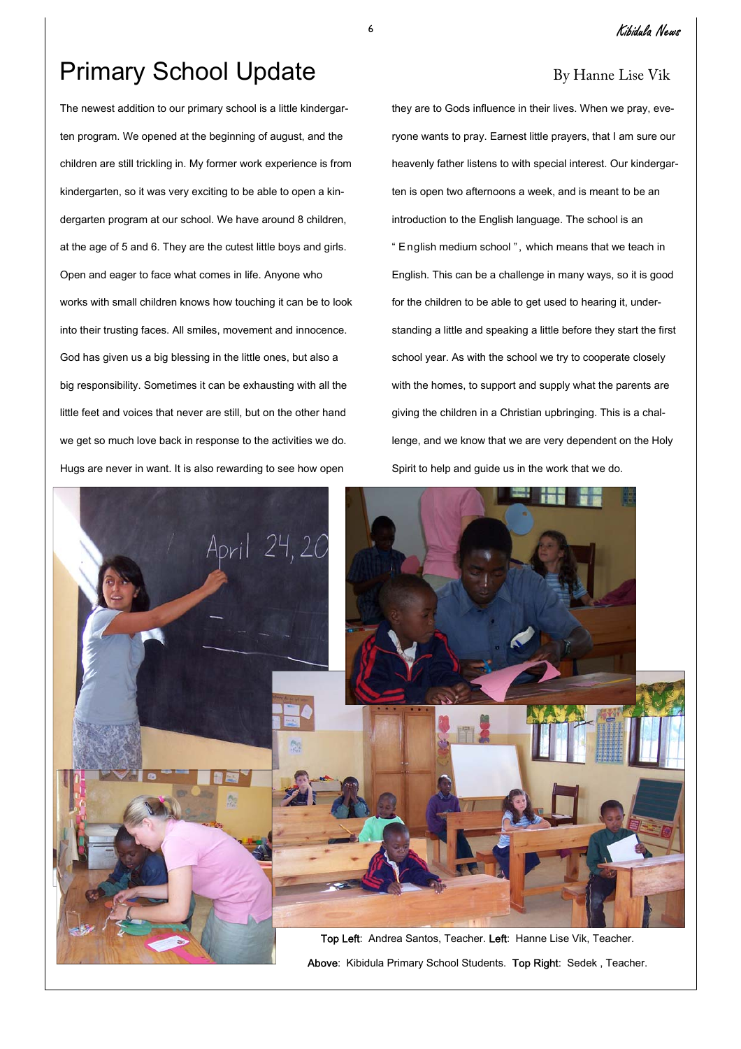# Primary School Update

By Hanne Lise Vik

The newest addition to our primary school is a little kindergarten program. We opened at the beginning of august, and the children are still trickling in. My former work experience is from kindergarten, so it was very exciting to be able to open a kindergarten program at our school. We have around 8 children, at the age of 5 and 6. They are the cutest little boys and girls. Open and eager to face what comes in life. Anyone who works with small children knows how touching it can be to look into their trusting faces. All smiles, movement and innocence. God has given us a big blessing in the little ones, but also a big responsibility. Sometimes it can be exhausting with all the little feet and voices that never are still, but on the other hand we get so much love back in response to the activities we do. Hugs are never in want. It is also rewarding to see how open they are to Gods influence in their lives. When we pray, everyone wants to pray. Earnest little prayers, that I am sure our heavenly father listens to with special interest. Our kindergarten is open two afternoons a week, and is meant to be an introduction to the English language. The school is an " English medium school ", which means that we teach in English. This can be a challenge in many ways, so it is good for the children to be able to get used to hearing it, understanding a little and speaking a little before they start the first school year. As with the school we try to cooperate closely with the homes, to support and supply what the parents are giving the children in a Christian upbringing. This is a challenge, and we know that we are very dependent on the Holy Spirit to help and guide us in the work that we do.

**Top Left**: Andrea Santos, Teacher. **Left**: Hanne Lise Vik, Teacher.
**Above**: Kibidula Primary School Students. **Top Right**: Sedek , Teacher.